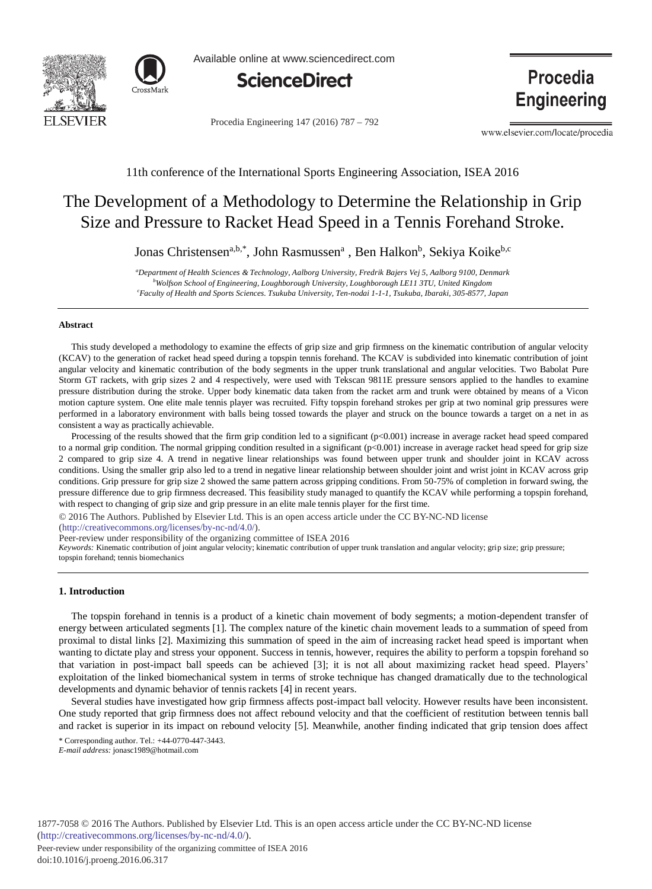11th conference of the International Sports Engineering Association, ISEA 2016

# The Development of a Methodology to Determine the Relationship in Grip Size and Pressure to Racket Head Speed in a Tennis Forehand Stroke.

Jonas Christensen[a,b,*], John Rasmussen[a], Ben Halkon[b], Sekiya Koike[b,c]

[a]*Department of Health Sciences & Technology, Aalborg University, Fredrik Bajers Vej 5, Aalborg 9100, Denmark*
[b]*Wolfson School of Engineering, Loughborough University, Loughborough LE11 3TU, United Kingdom*
[c]*Faculty of Health and Sports Sciences. Tsukuba University, Ten-nodai 1-1-1, Tsukuba, Ibaraki, 305-8577, Japan*

---

**Abstract**

This study developed a methodology to examine the effects of grip size and grip firmness on the kinematic contribution of angular velocity (KCAV) to the generation of racket head speed during a topspin tennis forehand. The KCAV is subdivided into kinematic contribution of joint angular velocity and kinematic contribution of the body segments in the upper trunk translational and angular velocities. Two Babolat Pure Storm GT rackets, with grip sizes 2 and 4 respectively, were used with Tekscan 9811E pressure sensors applied to the handles to examine pressure distribution during the stroke. Upper body kinematic data taken from the racket arm and trunk were obtained by means of a Vicon motion capture system. One elite male tennis player was recruited. Fifty topspin forehand strokes per grip at two nominal grip pressures were performed in a laboratory environment with balls being tossed towards the player and struck on the bounce towards a target on a net in as consistent a way as practically achievable.

Processing of the results showed that the firm grip condition led to a significant ($p<0.001$) increase in average racket head speed compared to a normal grip condition. The normal gripping condition resulted in a significant ($p<0.001$) increase in average racket head speed for grip size 2 compared to grip size 4. A trend in negative linear relationships was found between upper trunk and shoulder joint in KCAV across conditions. Using the smaller grip also led to a trend in negative linear relationship between shoulder joint and wrist joint in KCAV across grip conditions. Grip pressure for grip size 2 showed the same pattern across gripping conditions. From 50-75% of completion in forward swing, the pressure difference due to grip firmness decreased. This feasibility study managed to quantify the KCAV while performing a topspin forehand, with respect to changing of grip size and grip pressure in an elite male tennis player for the first time.

© 2016 The Authors. Published by Elsevier Ltd. This is an open access article under the CC BY-NC-ND license (http://creativecommons.org/licenses/by-nc-nd/4.0/).

Peer-review under responsibility of the organizing committee of ISEA 2016

*Keywords:* Kinematic contribution of joint angular velocity; kinematic contribution of upper trunk translation and angular velocity; grip size; grip pressure; topspin forehand; tennis biomechanics

---

## 1. Introduction

The topspin forehand in tennis is a product of a kinetic chain movement of body segments; a motion-dependent transfer of energy between articulated segments [1]. The complex nature of the kinetic chain movement leads to a summation of speed from proximal to distal links [2]. Maximizing this summation of speed in the aim of increasing racket head speed is important when wanting to dictate play and stress your opponent. Success in tennis, however, requires the ability to perform a topspin forehand so that variation in post-impact ball speeds can be achieved [3]; it is not all about maximizing racket head speed. Players' exploitation of the linked biomechanical system in terms of stroke technique has changed dramatically due to the technological developments and dynamic behavior of tennis rackets [4] in recent years.

Several studies have investigated how grip firmness affects post-impact ball velocity. However results have been inconsistent. One study reported that grip firmness does not affect rebound velocity and that the coefficient of restitution between tennis ball and racket is superior in its impact on rebound velocity [5]. Meanwhile, another finding indicated that grip tension does affect

\* Corresponding author. Tel.: +44-0770-447-3443.
*E-mail address:* jonasc1989@hotmail.com

1877-7058 © 2016 The Authors. Published by Elsevier Ltd. This is an open access article under the CC BY-NC-ND license (http://creativecommons.org/licenses/by-nc-nd/4.0/).
Peer-review under responsibility of the organizing committee of ISEA 2016
doi:10.1016/j.proeng.2016.06.317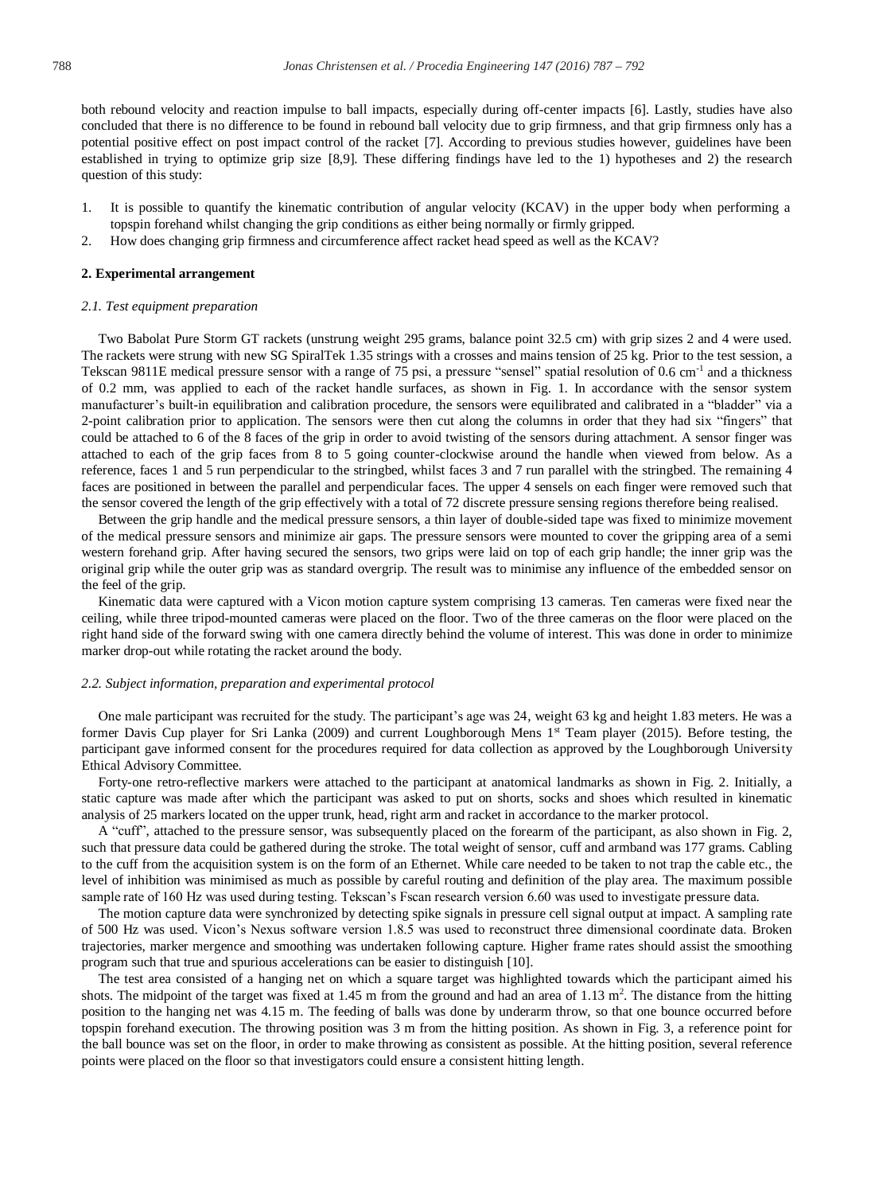both rebound velocity and reaction impulse to ball impacts, especially during off-center impacts [6]. Lastly, studies have also concluded that there is no difference to be found in rebound ball velocity due to grip firmness, and that grip firmness only has a potential positive effect on post impact control of the racket [7]. According to previous studies however, guidelines have been established in trying to optimize grip size [8,9]. These differing findings have led to the 1) hypotheses and 2) the research question of this study:

1. It is possible to quantify the kinematic contribution of angular velocity (KCAV) in the upper body when performing a topspin forehand whilst changing the grip conditions as either being normally or firmly gripped.
2. How does changing grip firmness and circumference affect racket head speed as well as the KCAV?

## 2. Experimental arrangement

### *2.1. Test equipment preparation*

Two Babolat Pure Storm GT rackets (unstrung weight 295 grams, balance point 32.5 cm) with grip sizes 2 and 4 were used. The rackets were strung with new SG SpiralTek 1.35 strings with a crosses and mains tension of 25 kg. Prior to the test session, a Tekscan 9811E medical pressure sensor with a range of 75 psi, a pressure "sensel" spatial resolution of 0.6 $cm^{-1}$ and a thickness of 0.2 mm, was applied to each of the racket handle surfaces, as shown in Fig. 1. In accordance with the sensor system manufacturer's built-in equilibration and calibration procedure, the sensors were equilibrated and calibrated in a "bladder" via a 2-point calibration prior to application. The sensors were then cut along the columns in order that they had six "fingers" that could be attached to 6 of the 8 faces of the grip in order to avoid twisting of the sensors during attachment. A sensor finger was attached to each of the grip faces from 8 to 5 going counter-clockwise around the handle when viewed from below. As a reference, faces 1 and 5 run perpendicular to the stringbed, whilst faces 3 and 7 run parallel with the stringbed. The remaining 4 faces are positioned in between the parallel and perpendicular faces. The upper 4 sensels on each finger were removed such that the sensor covered the length of the grip effectively with a total of 72 discrete pressure sensing regions therefore being realised.

Between the grip handle and the medical pressure sensors, a thin layer of double-sided tape was fixed to minimize movement of the medical pressure sensors and minimize air gaps. The pressure sensors were mounted to cover the gripping area of a semi western forehand grip. After having secured the sensors, two grips were laid on top of each grip handle; the inner grip was the original grip while the outer grip was as standard overgrip. The result was to minimise any influence of the embedded sensor on the feel of the grip.

Kinematic data were captured with a Vicon motion capture system comprising 13 cameras. Ten cameras were fixed near the ceiling, while three tripod-mounted cameras were placed on the floor. Two of the three cameras on the floor were placed on the right hand side of the forward swing with one camera directly behind the volume of interest. This was done in order to minimize marker drop-out while rotating the racket around the body.

### *2.2. Subject information, preparation and experimental protocol*

One male participant was recruited for the study. The participant's age was 24, weight 63 kg and height 1.83 meters. He was a former Davis Cup player for Sri Lanka (2009) and current Loughborough Mens 1st Team player (2015). Before testing, the participant gave informed consent for the procedures required for data collection as approved by the Loughborough University Ethical Advisory Committee.

Forty-one retro-reflective markers were attached to the participant at anatomical landmarks as shown in Fig. 2. Initially, a static capture was made after which the participant was asked to put on shorts, socks and shoes which resulted in kinematic analysis of 25 markers located on the upper trunk, head, right arm and racket in accordance to the marker protocol.

A "cuff", attached to the pressure sensor, was subsequently placed on the forearm of the participant, as also shown in Fig. 2, such that pressure data could be gathered during the stroke. The total weight of sensor, cuff and armband was 177 grams. Cabling to the cuff from the acquisition system is on the form of an Ethernet. While care needed to be taken to not trap the cable etc., the level of inhibition was minimised as much as possible by careful routing and definition of the play area. The maximum possible sample rate of 160 Hz was used during testing. Tekscan's Fscan research version 6.60 was used to investigate pressure data.

The motion capture data were synchronized by detecting spike signals in pressure cell signal output at impact. A sampling rate of 500 Hz was used. Vicon's Nexus software version 1.8.5 was used to reconstruct three dimensional coordinate data. Broken trajectories, marker mergence and smoothing was undertaken following capture. Higher frame rates should assist the smoothing program such that true and spurious accelerations can be easier to distinguish [10].

The test area consisted of a hanging net on which a square target was highlighted towards which the participant aimed his shots. The midpoint of the target was fixed at 1.45 m from the ground and had an area of 1.13 $m^2$. The distance from the hitting position to the hanging net was 4.15 m. The feeding of balls was done by underarm throw, so that one bounce occurred before topspin forehand execution. The throwing position was 3 m from the hitting position. As shown in Fig. 3, a reference point for the ball bounce was set on the floor, in order to make throwing as consistent as possible. At the hitting position, several reference points were placed on the floor so that investigators could ensure a consistent hitting length.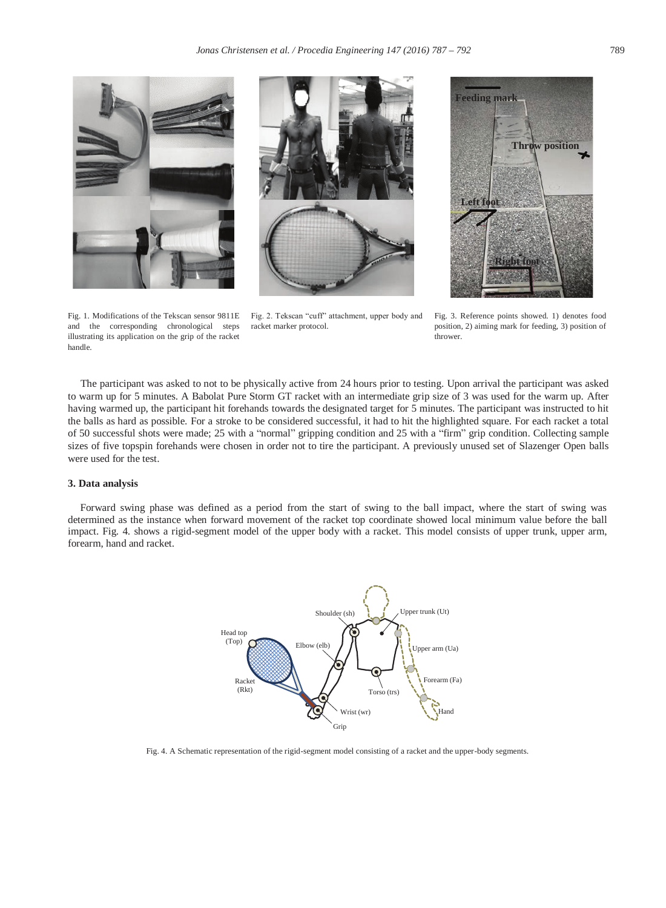Fig. 1. Modifications of the Tekscan sensor 9811E and the corresponding chronological steps illustrating its application on the grip of the racket handle.

Fig. 2. Tekscan "cuff" attachment, upper body and racket marker protocol.

Fig. 3. Reference points showed. 1) denotes food position, 2) aiming mark for feeding, 3) position of thrower.

The participant was asked to not to be physically active from 24 hours prior to testing. Upon arrival the participant was asked to warm up for 5 minutes. A Babolat Pure Storm GT racket with an intermediate grip size of 3 was used for the warm up. After having warmed up, the participant hit forehands towards the designated target for 5 minutes. The participant was instructed to hit the balls as hard as possible. For a stroke to be considered successful, it had to hit the highlighted square. For each racket a total of 50 successful shots were made; 25 with a "normal" gripping condition and 25 with a "firm" grip condition. Collecting sample sizes of five topspin forehands were chosen in order not to tire the participant. A previously unused set of Slazenger Open balls were used for the test.

### 3. Data analysis

Forward swing phase was defined as a period from the start of swing to the ball impact, where the start of swing was determined as the instance when forward movement of the racket top coordinate showed local minimum value before the ball impact. Fig. 4. shows a rigid-segment model of the upper body with a racket. This model consists of upper trunk, upper arm, forearm, hand and racket.

Fig. 4. A Schematic representation of the rigid-segment model consisting of a racket and the upper-body segments.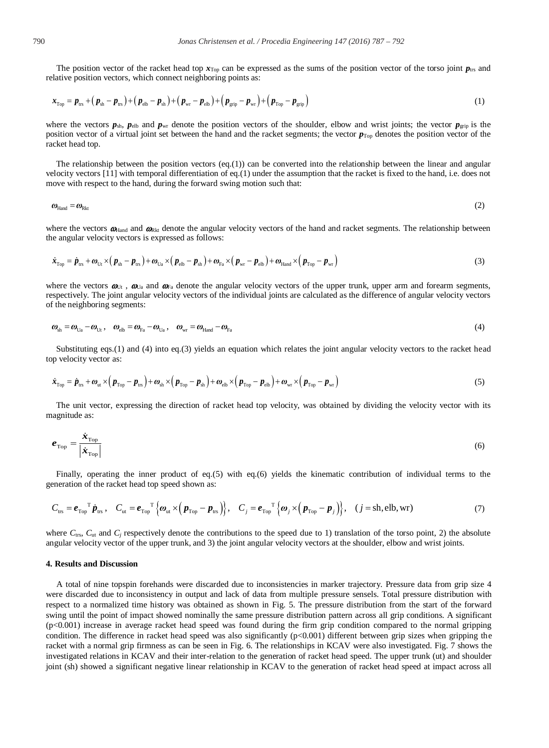The position vector of the racket head top $\boldsymbol{x}_{\text{Top}}$ can be expressed as the sums of the position vector of the torso joint $\boldsymbol{p}_{\text{trs}}$ and relative position vectors, which connect neighboring points as:

$$\boldsymbol{x}_{\text{Top}} = \boldsymbol{p}_{\text{trs}} + \left(\boldsymbol{p}_{\text{sh}} - \boldsymbol{p}_{\text{trs}}\right) + \left(\boldsymbol{p}_{\text{elb}} - \boldsymbol{p}_{\text{sh}}\right) + \left(\boldsymbol{p}_{\text{wr}} - \boldsymbol{p}_{\text{elb}}\right) + \left(\boldsymbol{p}_{\text{grip}} - \boldsymbol{p}_{\text{wr}}\right) + \left(\boldsymbol{p}_{\text{Top}} - \boldsymbol{p}_{\text{grip}}\right) \tag{1}$$

where the vectors $\boldsymbol{p}_{\text{sh}}$, $\boldsymbol{p}_{\text{elb}}$ and $\boldsymbol{p}_{\text{wr}}$ denote the position vectors of the shoulder, elbow and wrist joints; the vector $\boldsymbol{p}_{\text{grip}}$ is the position vector of a virtual joint set between the hand and the racket segments; the vector $\boldsymbol{p}_{\text{Top}}$ denotes the position vector of the racket head top.

The relationship between the position vectors (eq.(1)) can be converted into the relationship between the linear and angular velocity vectors [11] with temporal differentiation of eq.(1) under the assumption that the racket is fixed to the hand, i.e. does not move with respect to the hand, during the forward swing motion such that:

$$\boldsymbol{\omega}_{\text{Hand}} = \boldsymbol{\omega}_{\text{Rkt}} \tag{2}$$

where the vectors $\boldsymbol{\omega}_{\text{Hand}}$ and $\boldsymbol{\omega}_{\text{Rkt}}$ denote the angular velocity vectors of the hand and racket segments. The relationship between the angular velocity vectors is expressed as follows:

$$\dot{\boldsymbol{x}}_{\text{Top}} = \dot{\boldsymbol{p}}_{\text{trs}} + \boldsymbol{\omega}_{\text{Ut}} \times \left(\boldsymbol{p}_{\text{sh}} - \boldsymbol{p}_{\text{trs}}\right) + \boldsymbol{\omega}_{\text{Ua}} \times \left(\boldsymbol{p}_{\text{elb}} - \boldsymbol{p}_{\text{sh}}\right) + \boldsymbol{\omega}_{\text{Fa}} \times \left(\boldsymbol{p}_{\text{wr}} - \boldsymbol{p}_{\text{elb}}\right) + \boldsymbol{\omega}_{\text{Hand}} \times \left(\boldsymbol{p}_{\text{Top}} - \boldsymbol{p}_{\text{wr}}\right) \tag{3}$$

where the vectors $\boldsymbol{\omega}_{\text{Ut}}$ , $\boldsymbol{\omega}_{\text{Ua}}$ and $\boldsymbol{\omega}_{\text{Fa}}$ denote the angular velocity vectors of the upper trunk, upper arm and forearm segments, respectively. The joint angular velocity vectors of the individual joints are calculated as the difference of angular velocity vectors of the neighboring segments:

$$\boldsymbol{\omega}_{\text{sh}} = \boldsymbol{\omega}_{\text{Ua}} - \boldsymbol{\omega}_{\text{Ut}}\,, \quad \boldsymbol{\omega}_{\text{elb}} = \boldsymbol{\omega}_{\text{Fa}} - \boldsymbol{\omega}_{\text{Ua}}\,, \quad \boldsymbol{\omega}_{\text{wr}} = \boldsymbol{\omega}_{\text{Hand}} - \boldsymbol{\omega}_{\text{Fa}} \tag{4}$$

Substituting eqs.(1) and (4) into eq.(3) yields an equation which relates the joint angular velocity vectors to the racket head top velocity vector as:

$$\dot{\boldsymbol{x}}_{\text{Top}} = \dot{\boldsymbol{p}}_{\text{trs}} + \boldsymbol{\omega}_{\text{ut}} \times \left(\boldsymbol{p}_{\text{Top}} - \boldsymbol{p}_{\text{trs}}\right) + \boldsymbol{\omega}_{\text{sh}} \times \left(\boldsymbol{p}_{\text{Top}} - \boldsymbol{p}_{\text{sh}}\right) + \boldsymbol{\omega}_{\text{elb}} \times \left(\boldsymbol{p}_{\text{Top}} - \boldsymbol{p}_{\text{elb}}\right) + \boldsymbol{\omega}_{\text{wr}} \times \left(\boldsymbol{p}_{\text{Top}} - \boldsymbol{p}_{\text{wr}}\right) \tag{5}$$

The unit vector, expressing the direction of racket head top velocity, was obtained by dividing the velocity vector with its magnitude as:

$$\boldsymbol{e}_{\text{Top}} = \frac{\dot{\boldsymbol{x}}_{\text{Top}}}{\left|\dot{\boldsymbol{x}}_{\text{Top}}\right|} \tag{6}$$

Finally, operating the inner product of eq.(5) with eq.(6) yields the kinematic contribution of individual terms to the generation of the racket head top speed shown as:

$$C_{\text{trs}} = {\boldsymbol{e}_{\text{Top}}}^{\text{T}} \dot{\boldsymbol{p}}_{\text{trs}}\,, \quad C_{\text{ut}} = {\boldsymbol{e}_{\text{Top}}}^{\text{T}} \left\{\boldsymbol{\omega}_{\text{ut}} \times \left(\boldsymbol{p}_{\text{Top}} - \boldsymbol{p}_{\text{trs}}\right)\right\}, \quad C_j = {\boldsymbol{e}_{\text{Top}}}^{\text{T}} \left\{\boldsymbol{\omega}_j \times \left(\boldsymbol{p}_{\text{Top}} - \boldsymbol{p}_j\right)\right\}, \quad (j = \text{sh}, \text{elb}, \text{wr}) \tag{7}$$

where $C_{\text{trs}}$, $C_{\text{ut}}$ and $C_j$ respectively denote the contributions to the speed due to 1) translation of the torso point, 2) the absolute angular velocity vector of the upper trunk, and 3) the joint angular velocity vectors at the shoulder, elbow and wrist joints.

## 4. Results and Discussion

A total of nine topspin forehands were discarded due to inconsistencies in marker trajectory. Pressure data from grip size 4 were discarded due to inconsistency in output and lack of data from multiple pressure sensels. Total pressure distribution with respect to a normalized time history was obtained as shown in Fig. 5. The pressure distribution from the start of the forward swing until the point of impact showed nominally the same pressure distribution pattern across all grip conditions. A significant ($p<0.001$) increase in average racket head speed was found during the firm grip condition compared to the normal gripping condition. The difference in racket head speed was also significantly ($p<0.001$) different between grip sizes when gripping the racket with a normal grip firmness as can be seen in Fig. 6. The relationships in KCAV were also investigated. Fig. 7 shows the investigated relations in KCAV and their inter-relation to the generation of racket head speed. The upper trunk (ut) and shoulder joint (sh) showed a significant negative linear relationship in KCAV to the generation of racket head speed at impact across all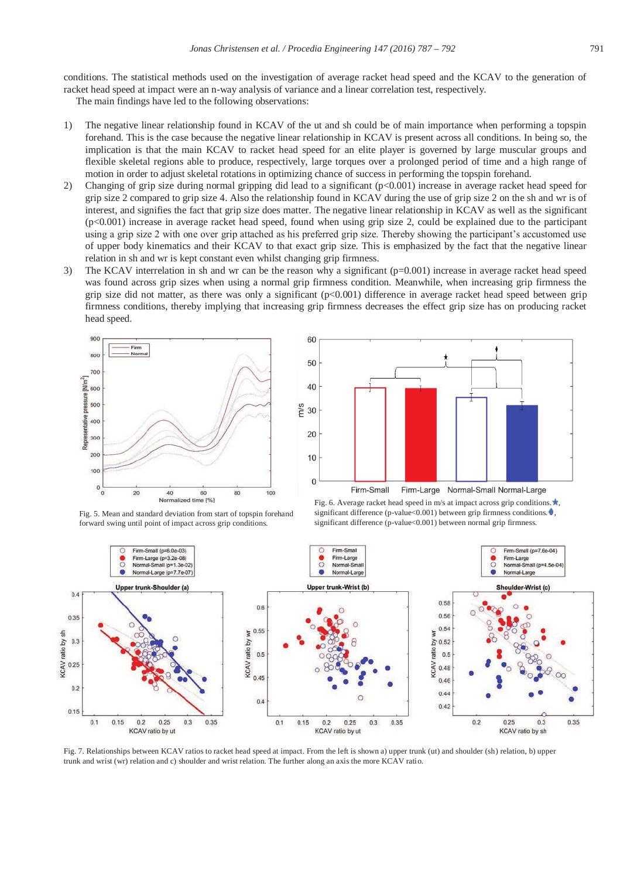conditions. The statistical methods used on the investigation of average racket head speed and the KCAV to the generation of racket head speed at impact were an n-way analysis of variance and a linear correlation test, respectively.

The main findings have led to the following observations:

1) The negative linear relationship found in KCAV of the ut and sh could be of main importance when performing a topspin forehand. This is the case because the negative linear relationship in KCAV is present across all conditions. In being so, the implication is that the main KCAV to racket head speed for an elite player is governed by large muscular groups and flexible skeletal regions able to produce, respectively, large torques over a prolonged period of time and a high range of motion in order to adjust skeletal rotations in optimizing chance of success in performing the topspin forehand.
2) Changing of grip size during normal gripping did lead to a significant ($p<0.001$) increase in average racket head speed for grip size 2 compared to grip size 4. Also the relationship found in KCAV during the use of grip size 2 on the sh and wr is of interest, and signifies the fact that grip size does matter. The negative linear relationship in KCAV as well as the significant ($p<0.001$) increase in average racket head speed, found when using grip size 2, could be explained due to the participant using a grip size 2 with one over grip attached as his preferred grip size. Thereby showing the participant's accustomed use of upper body kinematics and their KCAV to that exact grip size. This is emphasized by the fact that the negative linear relation in sh and wr is kept constant even whilst changing grip firmness.
3) The KCAV interrelation in sh and wr can be the reason why a significant ($p=0.001$) increase in average racket head speed was found across grip sizes when using a normal grip firmness condition. Meanwhile, when increasing grip firmness the grip size did not matter, as there was only a significant ($p<0.001$) difference in average racket head speed between grip firmness conditions, thereby implying that increasing grip firmness decreases the effect grip size has on producing racket head speed.

Fig. 5. Mean and standard deviation from start of topspin forehand forward swing until point of impact across grip conditions.

Fig. 6. Average racket head speed in m/s at impact across grip conditions. ★, significant difference (p-value<0.001) between grip firmness conditions. ♦, significant difference (p-value<0.001) between normal grip firmness.

Fig. 7. Relationships between KCAV ratios to racket head speed at impact. From the left is shown a) upper trunk (ut) and shoulder (sh) relation, b) upper trunk and wrist (wr) relation and c) shoulder and wrist relation. The further along an axis the more KCAV ratio.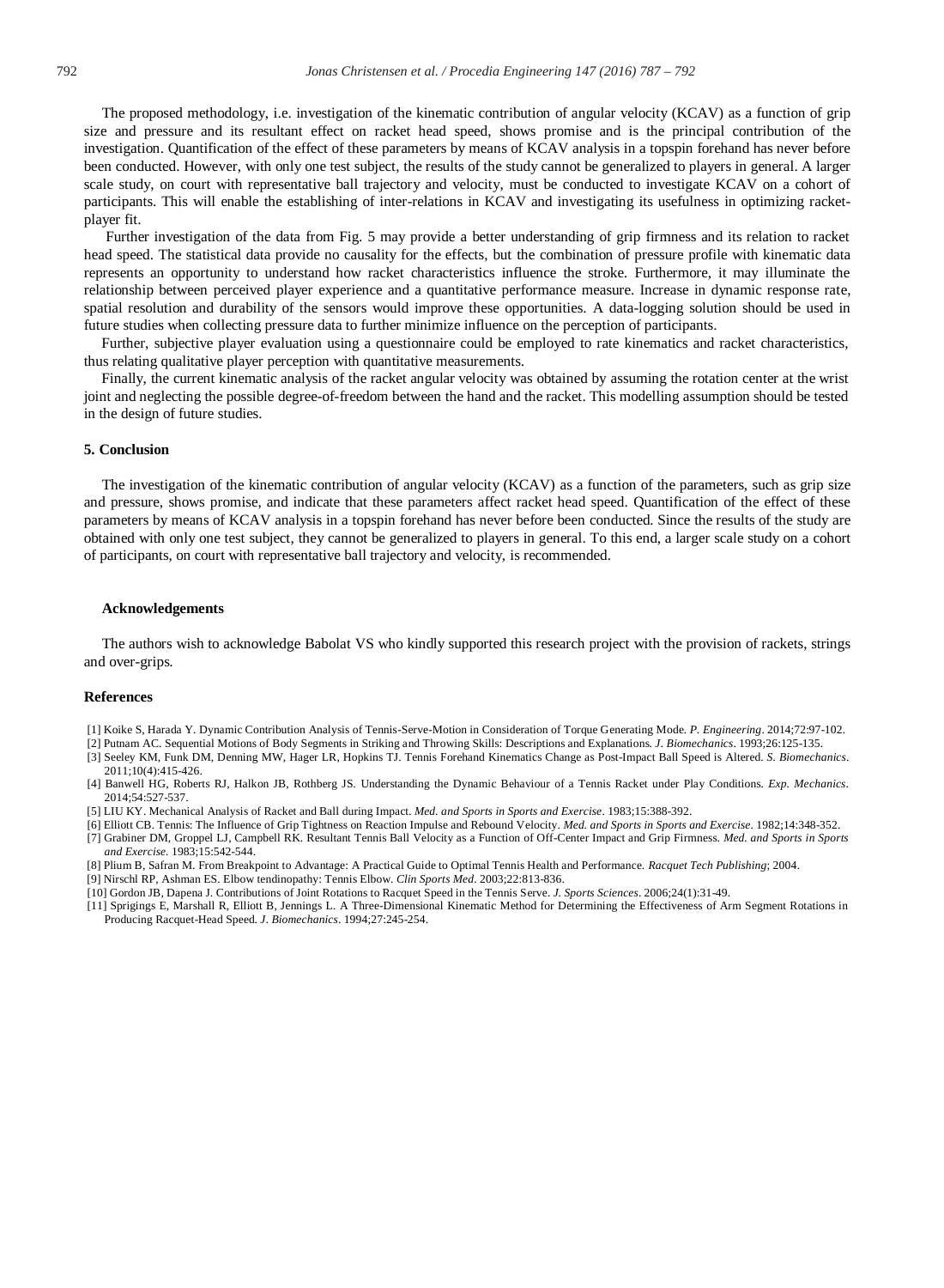The proposed methodology, i.e. investigation of the kinematic contribution of angular velocity (KCAV) as a function of grip size and pressure and its resultant effect on racket head speed, shows promise and is the principal contribution of the investigation. Quantification of the effect of these parameters by means of KCAV analysis in a topspin forehand has never before been conducted. However, with only one test subject, the results of the study cannot be generalized to players in general. A larger scale study, on court with representative ball trajectory and velocity, must be conducted to investigate KCAV on a cohort of participants. This will enable the establishing of inter-relations in KCAV and investigating its usefulness in optimizing racket-player fit.

Further investigation of the data from Fig. 5 may provide a better understanding of grip firmness and its relation to racket head speed. The statistical data provide no causality for the effects, but the combination of pressure profile with kinematic data represents an opportunity to understand how racket characteristics influence the stroke. Furthermore, it may illuminate the relationship between perceived player experience and a quantitative performance measure. Increase in dynamic response rate, spatial resolution and durability of the sensors would improve these opportunities. A data-logging solution should be used in future studies when collecting pressure data to further minimize influence on the perception of participants.

Further, subjective player evaluation using a questionnaire could be employed to rate kinematics and racket characteristics, thus relating qualitative player perception with quantitative measurements.

Finally, the current kinematic analysis of the racket angular velocity was obtained by assuming the rotation center at the wrist joint and neglecting the possible degree-of-freedom between the hand and the racket. This modelling assumption should be tested in the design of future studies.

## 5. Conclusion

The investigation of the kinematic contribution of angular velocity (KCAV) as a function of the parameters, such as grip size and pressure, shows promise, and indicate that these parameters affect racket head speed. Quantification of the effect of these parameters by means of KCAV analysis in a topspin forehand has never before been conducted. Since the results of the study are obtained with only one test subject, they cannot be generalized to players in general. To this end, a larger scale study on a cohort of participants, on court with representative ball trajectory and velocity, is recommended.

### Acknowledgements

The authors wish to acknowledge Babolat VS who kindly supported this research project with the provision of rackets, strings and over-grips.

## References

[1] Koike S, Harada Y. Dynamic Contribution Analysis of Tennis-Serve-Motion in Consideration of Torque Generating Mode. *P. Engineering*. 2014;72:97-102.

[2] Putnam AC. Sequential Motions of Body Segments in Striking and Throwing Skills: Descriptions and Explanations. *J. Biomechanics*. 1993;26:125-135.

[3] Seeley KM, Funk DM, Denning MW, Hager LR, Hopkins TJ. Tennis Forehand Kinematics Change as Post-Impact Ball Speed is Altered. *S. Biomechanics*. 2011;10(4):415-426.

[4] Banwell HG, Roberts RJ, Halkon JB, Rothberg JS. Understanding the Dynamic Behaviour of a Tennis Racket under Play Conditions. *Exp. Mechanics*. 2014;54:527-537.

[5] LIU KY. Mechanical Analysis of Racket and Ball during Impact. *Med. and Sports in Sports and Exercise*. 1983;15:388-392.

[6] Elliott CB. Tennis: The Influence of Grip Tightness on Reaction Impulse and Rebound Velocity. *Med. and Sports in Sports and Exercise*. 1982;14:348-352.

[7] Grabiner DM, Groppel LJ, Campbell RK. Resultant Tennis Ball Velocity as a Function of Off-Center Impact and Grip Firmness. *Med. and Sports in Sports and Exercise*. 1983;15:542-544.

[8] Plium B, Safran M. From Breakpoint to Advantage: A Practical Guide to Optimal Tennis Health and Performance. *Racquet Tech Publishing*; 2004.

[9] Nirschl RP, Ashman ES. Elbow tendinopathy: Tennis Elbow. *Clin Sports Med*. 2003;22:813-836.

[10] Gordon JB, Dapena J. Contributions of Joint Rotations to Racquet Speed in the Tennis Serve. *J. Sports Sciences*. 2006;24(1):31-49.

[11] Sprigings E, Marshall R, Elliott B, Jennings L. A Three-Dimensional Kinematic Method for Determining the Effectiveness of Arm Segment Rotations in Producing Racquet-Head Speed. *J. Biomechanics*. 1994;27:245-254.